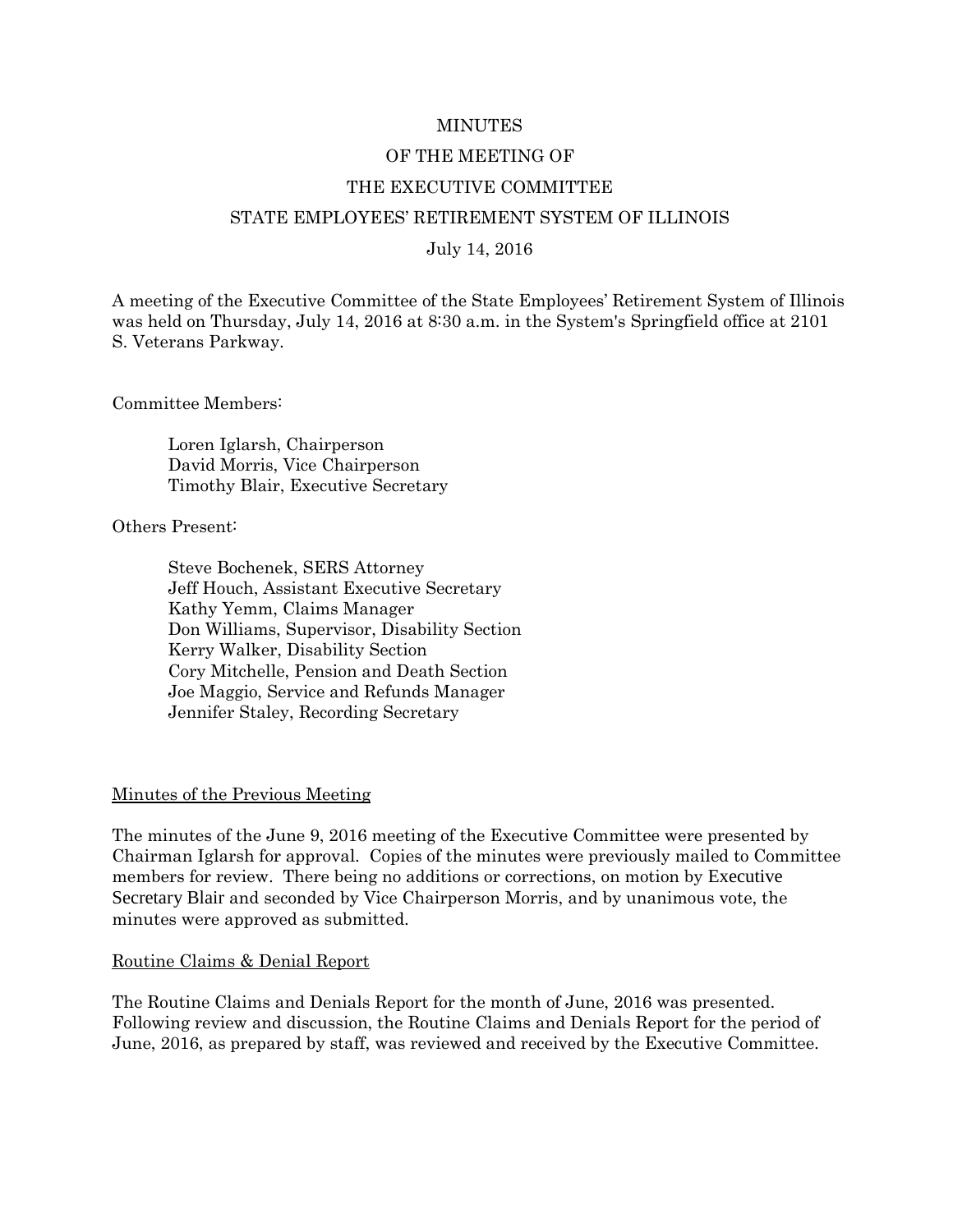MINUTES

OF THE MEETING OF

THE EXECUTIVE COMMITTEE

STATE EMPLOYEES' RETIREMENT SYSTEM OF ILLINOIS

July 14, 2016

A meeting of the Executive Committee of the State Employees' Retirement System of Illinois was held on Thursday, July 14, 2016 at 8:30 a.m. in the System's Springfield office at 2101 S. Veterans Parkway.

Committee Members:

Loren Iglarsh, Chairperson
David Morris, Vice Chairperson
Timothy Blair, Executive Secretary

Others Present:

Steve Bochenek, SERS Attorney
Jeff Houch, Assistant Executive Secretary
Kathy Yemm, Claims Manager
Don Williams, Supervisor, Disability Section
Kerry Walker, Disability Section
Cory Mitchelle, Pension and Death Section
Joe Maggio, Service and Refunds Manager
Jennifer Staley, Recording Secretary

<u>Minutes of the Previous Meeting</u>

The minutes of the June 9, 2016 meeting of the Executive Committee were presented by Chairman Iglarsh for approval. Copies of the minutes were previously mailed to Committee members for review. There being no additions or corrections, on motion by Executive Secretary Blair and seconded by Vice Chairperson Morris, and by unanimous vote, the minutes were approved as submitted.

<u>Routine Claims & Denial Report</u>

The Routine Claims and Denials Report for the month of June, 2016 was presented. Following review and discussion, the Routine Claims and Denials Report for the period of June, 2016, as prepared by staff, was reviewed and received by the Executive Committee.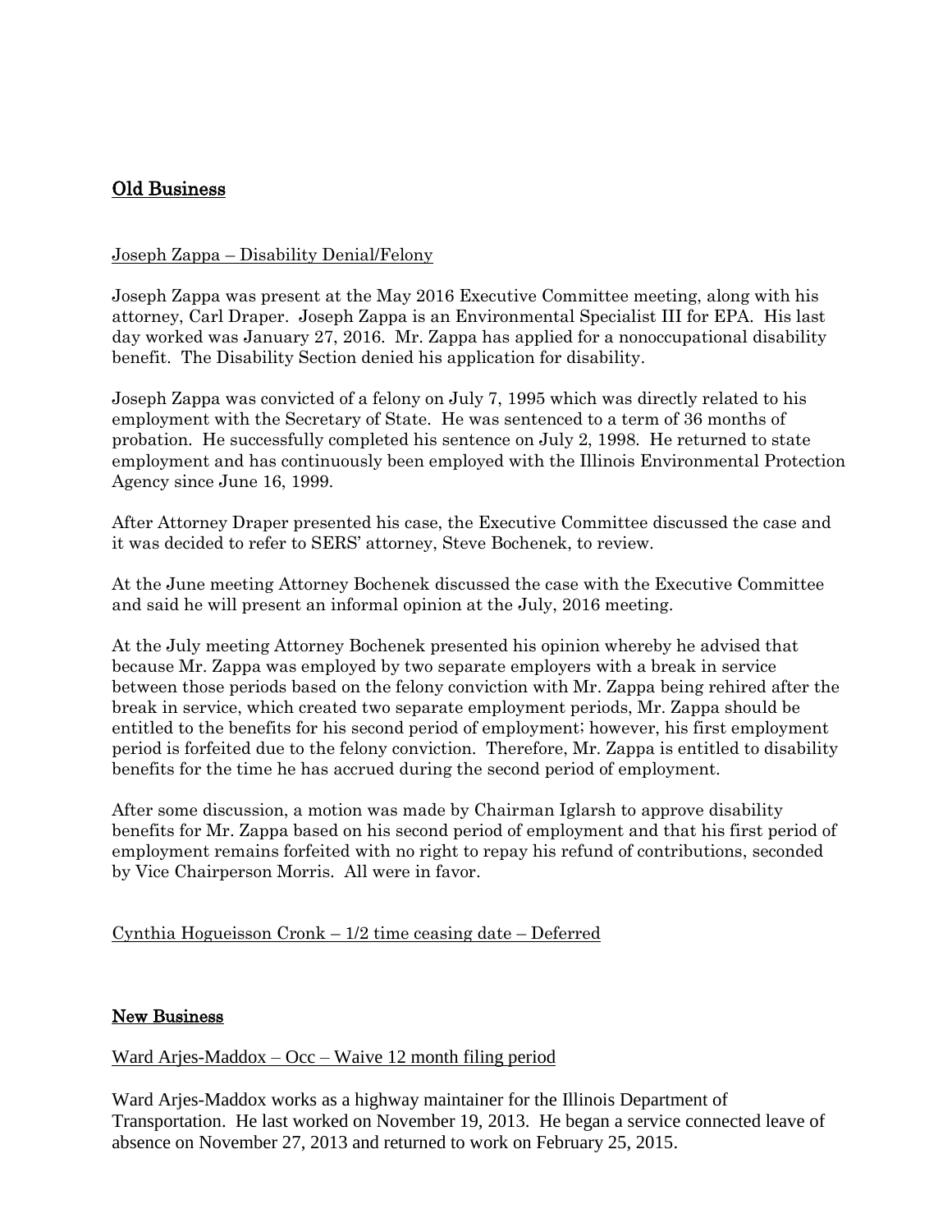## Old Business

Joseph Zappa – Disability Denial/Felony

Joseph Zappa was present at the May 2016 Executive Committee meeting, along with his attorney, Carl Draper. Joseph Zappa is an Environmental Specialist III for EPA. His last day worked was January 27, 2016. Mr. Zappa has applied for a nonoccupational disability benefit. The Disability Section denied his application for disability.

Joseph Zappa was convicted of a felony on July 7, 1995 which was directly related to his employment with the Secretary of State. He was sentenced to a term of 36 months of probation. He successfully completed his sentence on July 2, 1998. He returned to state employment and has continuously been employed with the Illinois Environmental Protection Agency since June 16, 1999.

After Attorney Draper presented his case, the Executive Committee discussed the case and it was decided to refer to SERS' attorney, Steve Bochenek, to review.

At the June meeting Attorney Bochenek discussed the case with the Executive Committee and said he will present an informal opinion at the July, 2016 meeting.

At the July meeting Attorney Bochenek presented his opinion whereby he advised that because Mr. Zappa was employed by two separate employers with a break in service between those periods based on the felony conviction with Mr. Zappa being rehired after the break in service, which created two separate employment periods, Mr. Zappa should be entitled to the benefits for his second period of employment; however, his first employment period is forfeited due to the felony conviction. Therefore, Mr. Zappa is entitled to disability benefits for the time he has accrued during the second period of employment.

After some discussion, a motion was made by Chairman Iglarsh to approve disability benefits for Mr. Zappa based on his second period of employment and that his first period of employment remains forfeited with no right to repay his refund of contributions, seconded by Vice Chairperson Morris. All were in favor.

Cynthia Hogueisson Cronk – 1/2 time ceasing date – Deferred

## New Business

Ward Arjes-Maddox – Occ – Waive 12 month filing period

Ward Arjes-Maddox works as a highway maintainer for the Illinois Department of Transportation. He last worked on November 19, 2013. He began a service connected leave of absence on November 27, 2013 and returned to work on February 25, 2015.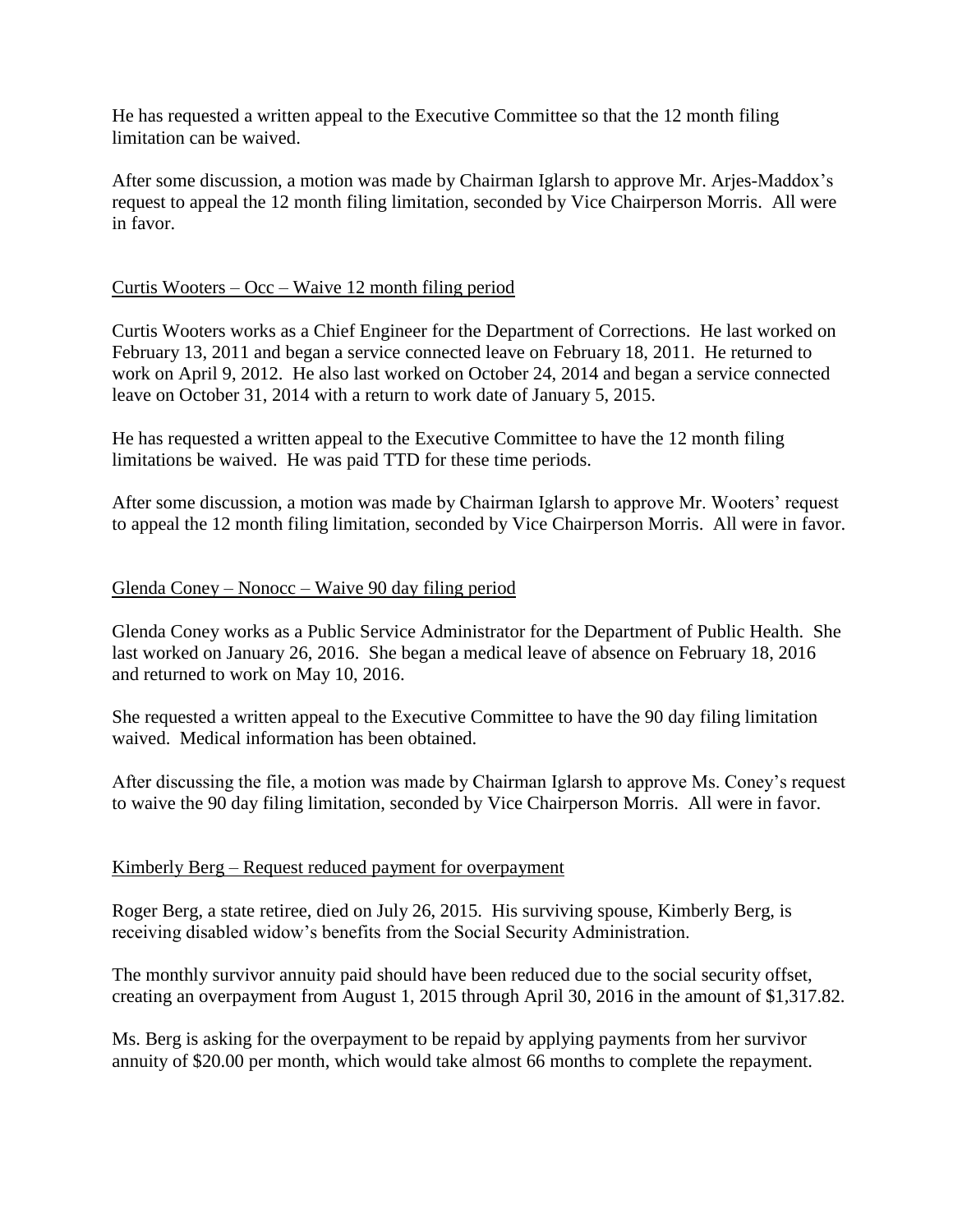He has requested a written appeal to the Executive Committee so that the 12 month filing limitation can be waived.

After some discussion, a motion was made by Chairman Iglarsh to approve Mr. Arjes-Maddox's request to appeal the 12 month filing limitation, seconded by Vice Chairperson Morris. All were in favor.

<u>Curtis Wooters – Occ – Waive 12 month filing period</u>

Curtis Wooters works as a Chief Engineer for the Department of Corrections. He last worked on February 13, 2011 and began a service connected leave on February 18, 2011. He returned to work on April 9, 2012. He also last worked on October 24, 2014 and began a service connected leave on October 31, 2014 with a return to work date of January 5, 2015.

He has requested a written appeal to the Executive Committee to have the 12 month filing limitations be waived. He was paid TTD for these time periods.

After some discussion, a motion was made by Chairman Iglarsh to approve Mr. Wooters' request to appeal the 12 month filing limitation, seconded by Vice Chairperson Morris. All were in favor.

<u>Glenda Coney – Nonocc – Waive 90 day filing period</u>

Glenda Coney works as a Public Service Administrator for the Department of Public Health. She last worked on January 26, 2016. She began a medical leave of absence on February 18, 2016 and returned to work on May 10, 2016.

She requested a written appeal to the Executive Committee to have the 90 day filing limitation waived. Medical information has been obtained.

After discussing the file, a motion was made by Chairman Iglarsh to approve Ms. Coney's request to waive the 90 day filing limitation, seconded by Vice Chairperson Morris. All were in favor.

<u>Kimberly Berg – Request reduced payment for overpayment</u>

Roger Berg, a state retiree, died on July 26, 2015. His surviving spouse, Kimberly Berg, is receiving disabled widow's benefits from the Social Security Administration.

The monthly survivor annuity paid should have been reduced due to the social security offset, creating an overpayment from August 1, 2015 through April 30, 2016 in the amount of $1,317.82.

Ms. Berg is asking for the overpayment to be repaid by applying payments from her survivor annuity of $20.00 per month, which would take almost 66 months to complete the repayment.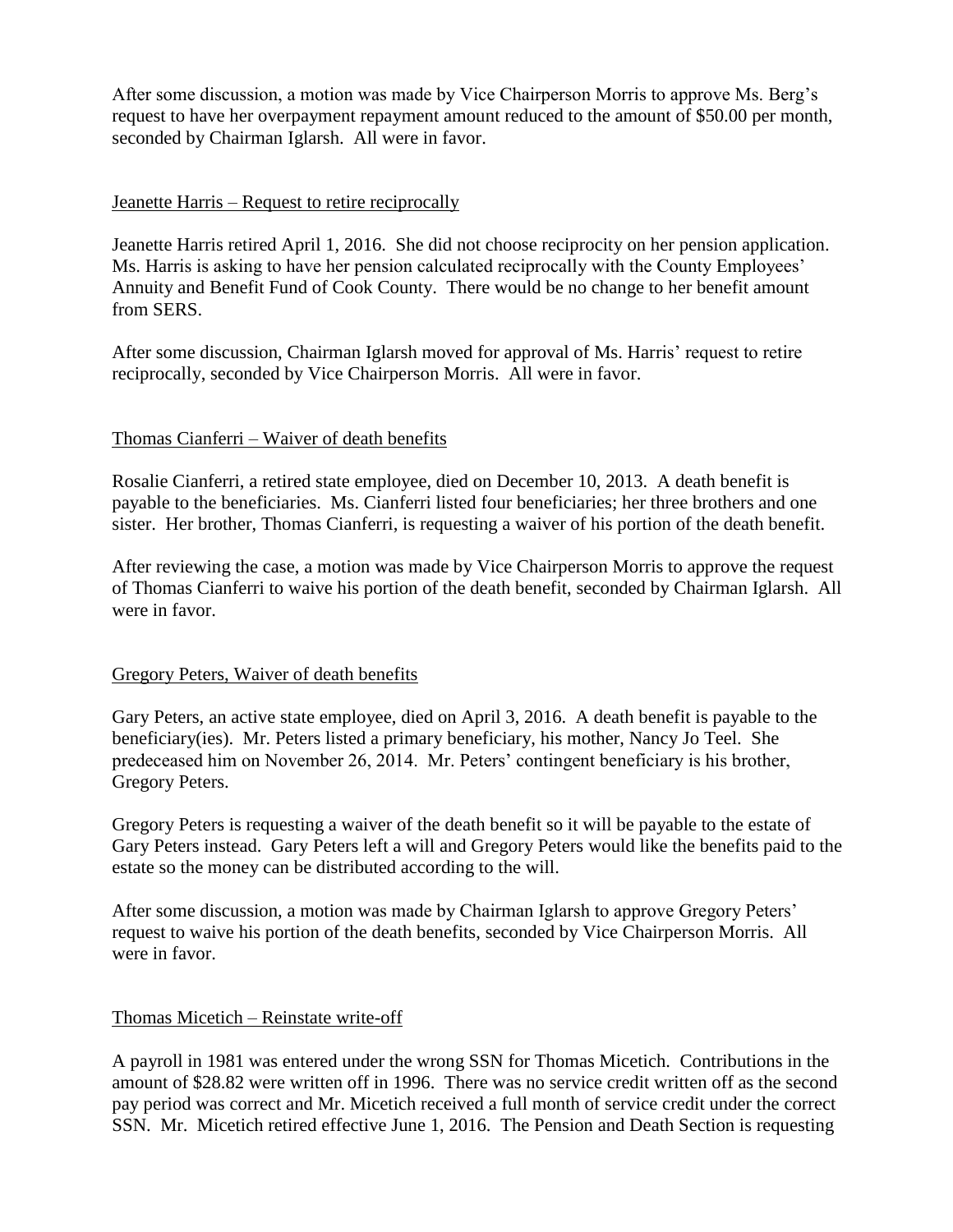After some discussion, a motion was made by Vice Chairperson Morris to approve Ms. Berg's request to have her overpayment repayment amount reduced to the amount of $50.00 per month, seconded by Chairman Iglarsh. All were in favor.

<u>Jeanette Harris – Request to retire reciprocally</u>

Jeanette Harris retired April 1, 2016. She did not choose reciprocity on her pension application. Ms. Harris is asking to have her pension calculated reciprocally with the County Employees' Annuity and Benefit Fund of Cook County. There would be no change to her benefit amount from SERS.

After some discussion, Chairman Iglarsh moved for approval of Ms. Harris' request to retire reciprocally, seconded by Vice Chairperson Morris. All were in favor.

<u>Thomas Cianferri – Waiver of death benefits</u>

Rosalie Cianferri, a retired state employee, died on December 10, 2013. A death benefit is payable to the beneficiaries. Ms. Cianferri listed four beneficiaries; her three brothers and one sister. Her brother, Thomas Cianferri, is requesting a waiver of his portion of the death benefit.

After reviewing the case, a motion was made by Vice Chairperson Morris to approve the request of Thomas Cianferri to waive his portion of the death benefit, seconded by Chairman Iglarsh. All were in favor.

<u>Gregory Peters, Waiver of death benefits</u>

Gary Peters, an active state employee, died on April 3, 2016. A death benefit is payable to the beneficiary(ies). Mr. Peters listed a primary beneficiary, his mother, Nancy Jo Teel. She predeceased him on November 26, 2014. Mr. Peters' contingent beneficiary is his brother, Gregory Peters.

Gregory Peters is requesting a waiver of the death benefit so it will be payable to the estate of Gary Peters instead. Gary Peters left a will and Gregory Peters would like the benefits paid to the estate so the money can be distributed according to the will.

After some discussion, a motion was made by Chairman Iglarsh to approve Gregory Peters' request to waive his portion of the death benefits, seconded by Vice Chairperson Morris. All were in favor.

<u>Thomas Micetich – Reinstate write-off</u>

A payroll in 1981 was entered under the wrong SSN for Thomas Micetich. Contributions in the amount of $28.82 were written off in 1996. There was no service credit written off as the second pay period was correct and Mr. Micetich received a full month of service credit under the correct SSN. Mr. Micetich retired effective June 1, 2016. The Pension and Death Section is requesting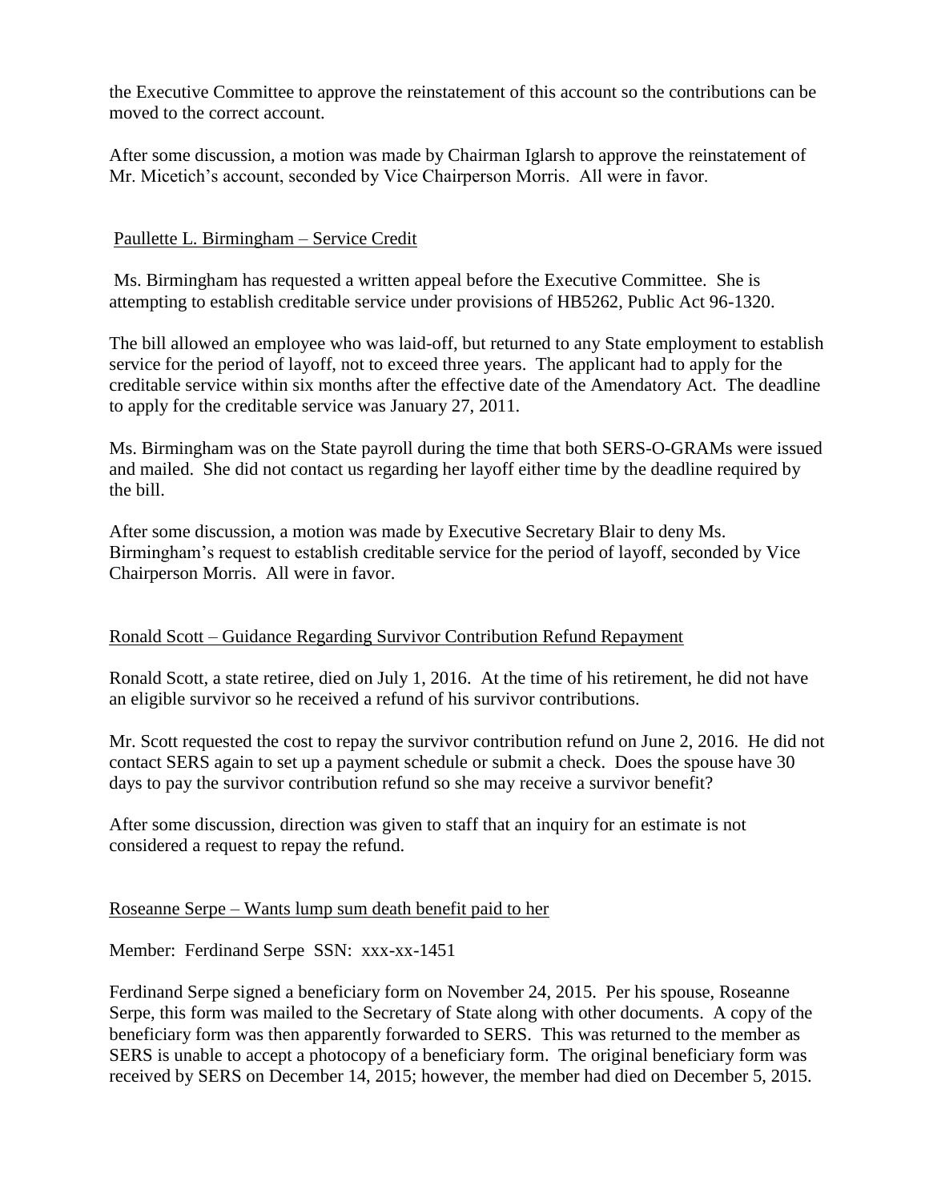the Executive Committee to approve the reinstatement of this account so the contributions can be moved to the correct account.

After some discussion, a motion was made by Chairman Iglarsh to approve the reinstatement of Mr. Micetich's account, seconded by Vice Chairperson Morris. All were in favor.

Paullette L. Birmingham – Service Credit

Ms. Birmingham has requested a written appeal before the Executive Committee. She is attempting to establish creditable service under provisions of HB5262, Public Act 96-1320.

The bill allowed an employee who was laid-off, but returned to any State employment to establish service for the period of layoff, not to exceed three years. The applicant had to apply for the creditable service within six months after the effective date of the Amendatory Act. The deadline to apply for the creditable service was January 27, 2011.

Ms. Birmingham was on the State payroll during the time that both SERS-O-GRAMs were issued and mailed. She did not contact us regarding her layoff either time by the deadline required by the bill.

After some discussion, a motion was made by Executive Secretary Blair to deny Ms. Birmingham's request to establish creditable service for the period of layoff, seconded by Vice Chairperson Morris. All were in favor.

Ronald Scott – Guidance Regarding Survivor Contribution Refund Repayment

Ronald Scott, a state retiree, died on July 1, 2016. At the time of his retirement, he did not have an eligible survivor so he received a refund of his survivor contributions.

Mr. Scott requested the cost to repay the survivor contribution refund on June 2, 2016. He did not contact SERS again to set up a payment schedule or submit a check. Does the spouse have 30 days to pay the survivor contribution refund so she may receive a survivor benefit?

After some discussion, direction was given to staff that an inquiry for an estimate is not considered a request to repay the refund.

Roseanne Serpe – Wants lump sum death benefit paid to her

Member: Ferdinand Serpe SSN: xxx-xx-1451

Ferdinand Serpe signed a beneficiary form on November 24, 2015. Per his spouse, Roseanne Serpe, this form was mailed to the Secretary of State along with other documents. A copy of the beneficiary form was then apparently forwarded to SERS. This was returned to the member as SERS is unable to accept a photocopy of a beneficiary form. The original beneficiary form was received by SERS on December 14, 2015; however, the member had died on December 5, 2015.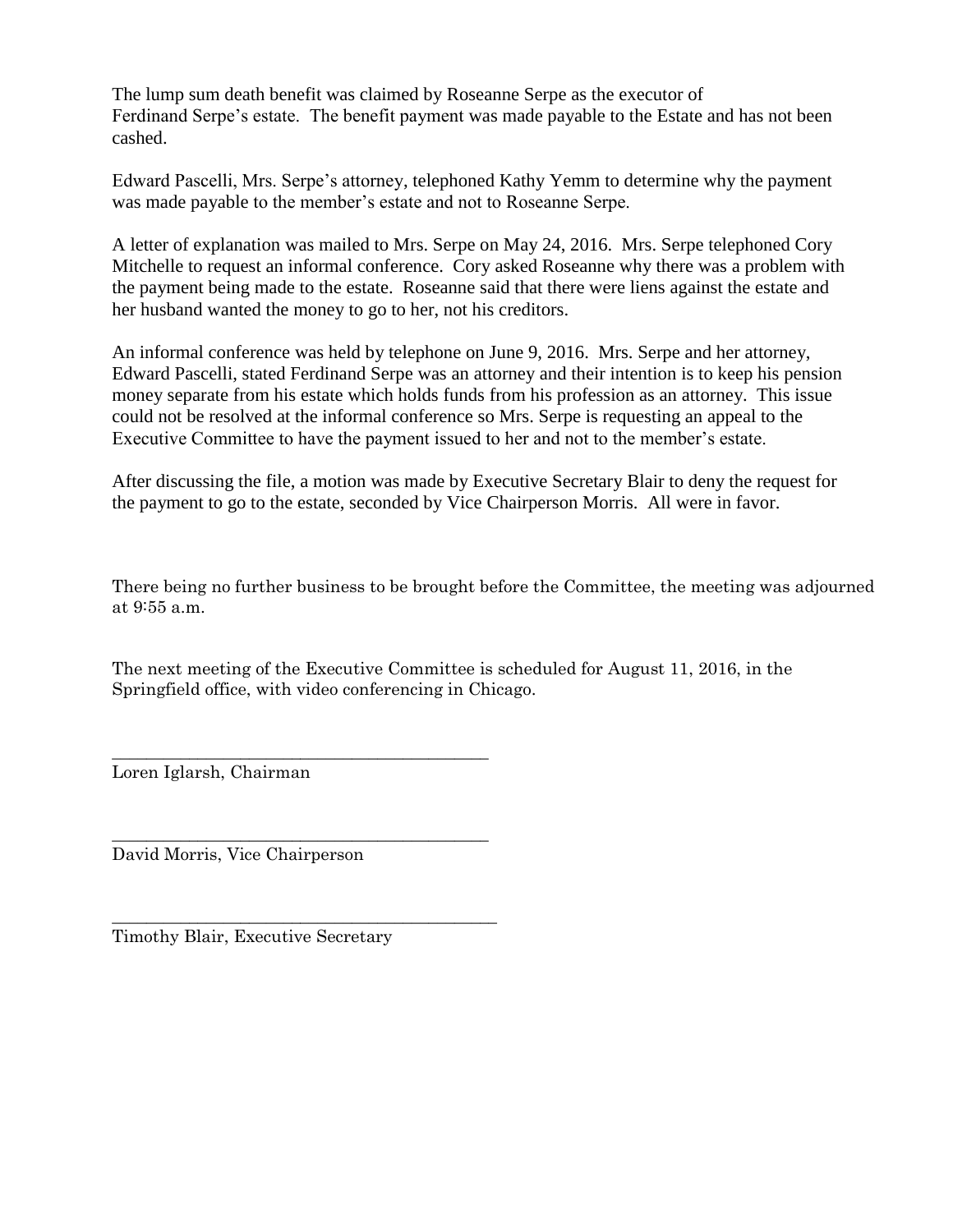The lump sum death benefit was claimed by Roseanne Serpe as the executor of Ferdinand Serpe's estate. The benefit payment was made payable to the Estate and has not been cashed.

Edward Pascelli, Mrs. Serpe's attorney, telephoned Kathy Yemm to determine why the payment was made payable to the member's estate and not to Roseanne Serpe.

A letter of explanation was mailed to Mrs. Serpe on May 24, 2016. Mrs. Serpe telephoned Cory Mitchelle to request an informal conference. Cory asked Roseanne why there was a problem with the payment being made to the estate. Roseanne said that there were liens against the estate and her husband wanted the money to go to her, not his creditors.

An informal conference was held by telephone on June 9, 2016. Mrs. Serpe and her attorney, Edward Pascelli, stated Ferdinand Serpe was an attorney and their intention is to keep his pension money separate from his estate which holds funds from his profession as an attorney. This issue could not be resolved at the informal conference so Mrs. Serpe is requesting an appeal to the Executive Committee to have the payment issued to her and not to the member's estate.

After discussing the file, a motion was made by Executive Secretary Blair to deny the request for the payment to go to the estate, seconded by Vice Chairperson Morris. All were in favor.

There being no further business to be brought before the Committee, the meeting was adjourned at 9:55 a.m.

The next meeting of the Executive Committee is scheduled for August 11, 2016, in the Springfield office, with video conferencing in Chicago.

\_\_\_\_\_\_\_\_\_\_\_\_\_\_\_\_\_\_\_\_\_\_\_\_\_\_\_\_\_\_\_\_\_\_\_\_\_\_\_\_\_\_\_\_
Loren Iglarsh, Chairman

\_\_\_\_\_\_\_\_\_\_\_\_\_\_\_\_\_\_\_\_\_\_\_\_\_\_\_\_\_\_\_\_\_\_\_\_\_\_\_\_\_\_\_\_
David Morris, Vice Chairperson

\_\_\_\_\_\_\_\_\_\_\_\_\_\_\_\_\_\_\_\_\_\_\_\_\_\_\_\_\_\_\_\_\_\_\_\_\_\_\_\_\_\_\_\_
Timothy Blair, Executive Secretary